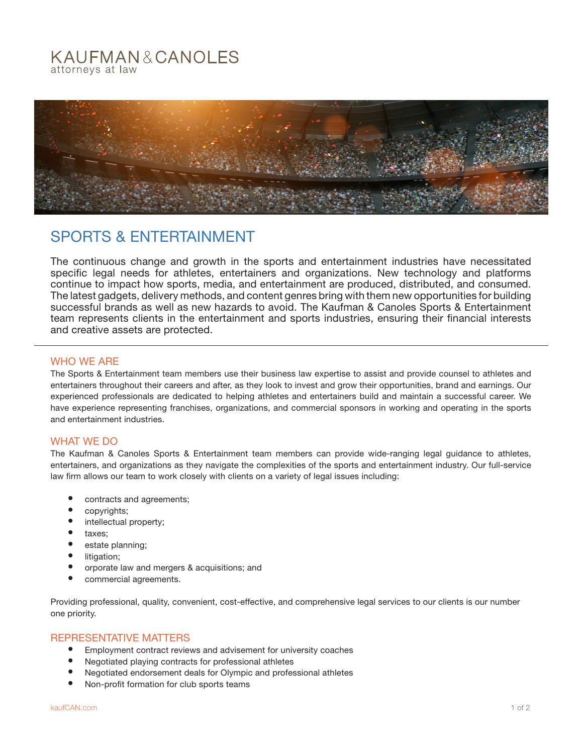KAUFMAN & CANOLES
attorneys at law

# SPORTS & ENTERTAINMENT

The continuous change and growth in the sports and entertainment industries have necessitated specific legal needs for athletes, entertainers and organizations. New technology and platforms continue to impact how sports, media, and entertainment are produced, distributed, and consumed. The latest gadgets, delivery methods, and content genres bring with them new opportunities for building successful brands as well as new hazards to avoid. The Kaufman & Canoles Sports & Entertainment team represents clients in the entertainment and sports industries, ensuring their financial interests and creative assets are protected.

---

## WHO WE ARE

The Sports & Entertainment team members use their business law expertise to assist and provide counsel to athletes and entertainers throughout their careers and after, as they look to invest and grow their opportunities, brand and earnings. Our experienced professionals are dedicated to helping athletes and entertainers build and maintain a successful career. We have experience representing franchises, organizations, and commercial sponsors in working and operating in the sports and entertainment industries.

## WHAT WE DO

The Kaufman & Canoles Sports & Entertainment team members can provide wide-ranging legal guidance to athletes, entertainers, and organizations as they navigate the complexities of the sports and entertainment industry. Our full-service law firm allows our team to work closely with clients on a variety of legal issues including:

- contracts and agreements;
- copyrights;
- intellectual property;
- taxes;
- estate planning;
- litigation;
- orporate law and mergers & acquisitions; and
- commercial agreements.

Providing professional, quality, convenient, cost-effective, and comprehensive legal services to our clients is our number one priority.

## REPRESENTATIVE MATTERS

- Employment contract reviews and advisement for university coaches
- Negotiated playing contracts for professional athletes
- Negotiated endorsement deals for Olympic and professional athletes
- Non-profit formation for club sports teams

kaufCAN.com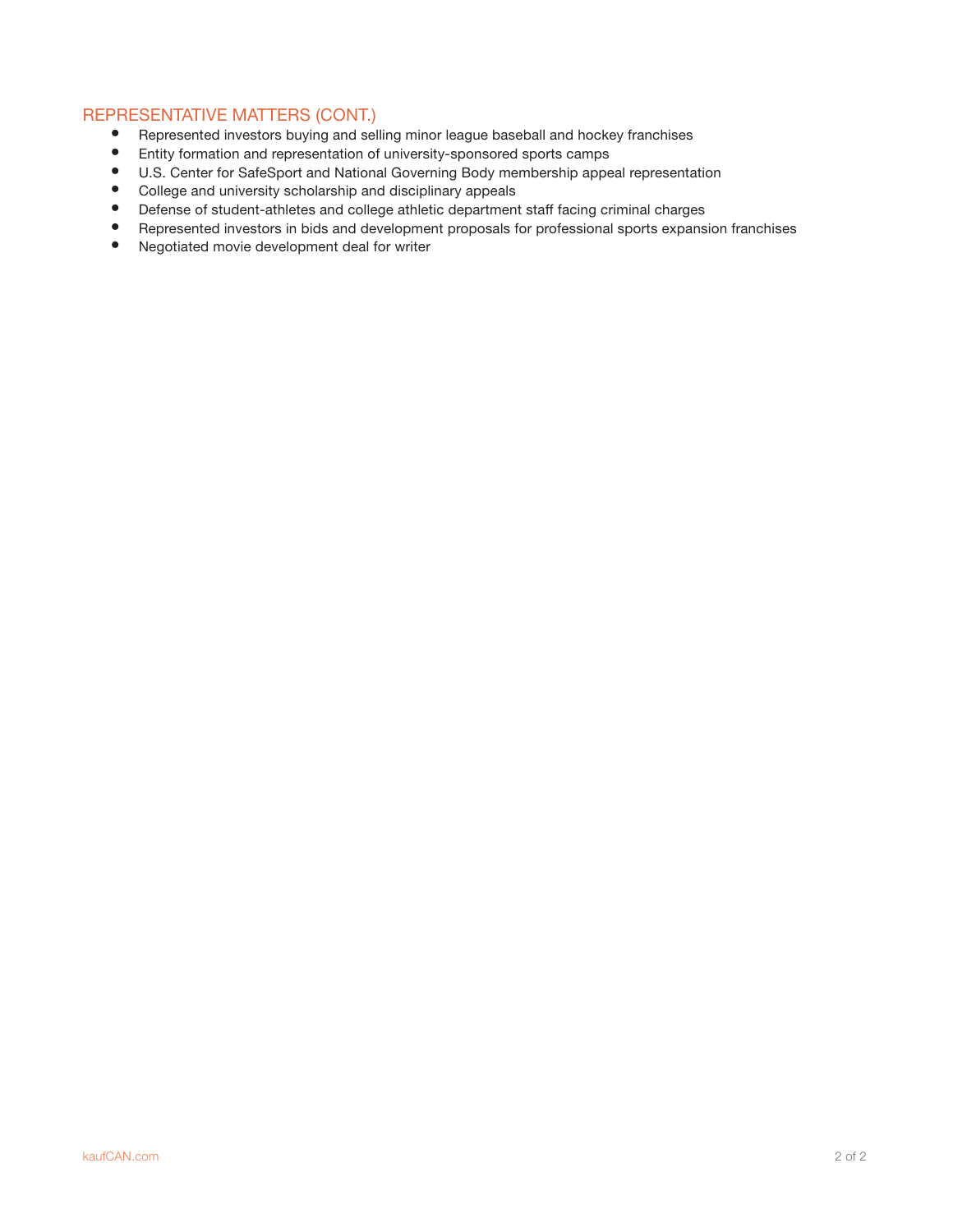## REPRESENTATIVE MATTERS (CONT.)

- Represented investors buying and selling minor league baseball and hockey franchises
- Entity formation and representation of university-sponsored sports camps
- U.S. Center for SafeSport and National Governing Body membership appeal representation
- College and university scholarship and disciplinary appeals
- Defense of student-athletes and college athletic department staff facing criminal charges
- Represented investors in bids and development proposals for professional sports expansion franchises
- Negotiated movie development deal for writer